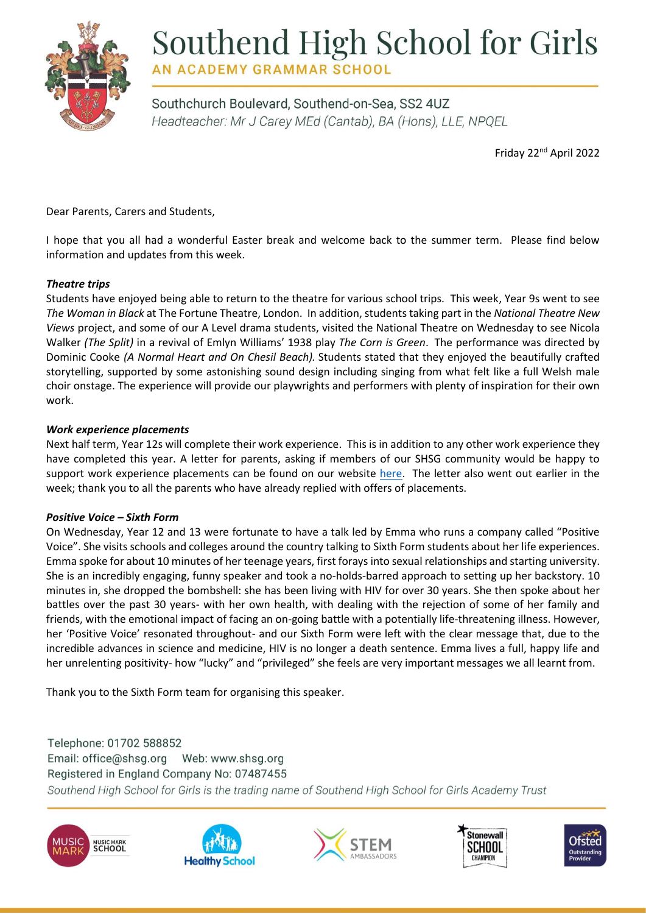# Southend High School for Girls

**AN ACADEMY GRAMMAR SCHOOL**

Southchurch Boulevard, Southend-on-Sea, SS2 4UZ

*Headteacher: Mr J Carey MEd (Cantab), BA (Hons), LLE, NPQEL*

Friday 22nd April 2022

Dear Parents, Carers and Students,

I hope that you all had a wonderful Easter break and welcome back to the summer term. Please find below information and updates from this week.

***Theatre trips***

Students have enjoyed being able to return to the theatre for various school trips. This week, Year 9s went to see *The Woman in Black* at The Fortune Theatre, London. In addition, students taking part in the *National Theatre New Views* project, and some of our A Level drama students, visited the National Theatre on Wednesday to see Nicola Walker *(The Split)* in a revival of Emlyn Williams' 1938 play *The Corn is Green*. The performance was directed by Dominic Cooke *(A Normal Heart and On Chesil Beach).* Students stated that they enjoyed the beautifully crafted storytelling, supported by some astonishing sound design including singing from what felt like a full Welsh male choir onstage. The experience will provide our playwrights and performers with plenty of inspiration for their own work.

***Work experience placements***

Next half term, Year 12s will complete their work experience. This is in addition to any other work experience they have completed this year. A letter for parents, asking if members of our SHSG community would be happy to support work experience placements can be found on our website here. The letter also went out earlier in the week; thank you to all the parents who have already replied with offers of placements.

***Positive Voice – Sixth Form***

On Wednesday, Year 12 and 13 were fortunate to have a talk led by Emma who runs a company called "Positive Voice". She visits schools and colleges around the country talking to Sixth Form students about her life experiences. Emma spoke for about 10 minutes of her teenage years, first forays into sexual relationships and starting university. She is an incredibly engaging, funny speaker and took a no-holds-barred approach to setting up her backstory. 10 minutes in, she dropped the bombshell: she has been living with HIV for over 30 years. She then spoke about her battles over the past 30 years- with her own health, with dealing with the rejection of some of her family and friends, with the emotional impact of facing an on-going battle with a potentially life-threatening illness. However, her 'Positive Voice' resonated throughout- and our Sixth Form were left with the clear message that, due to the incredible advances in science and medicine, HIV is no longer a death sentence. Emma lives a full, happy life and her unrelenting positivity- how "lucky" and "privileged" she feels are very important messages we all learnt from.

Thank you to the Sixth Form team for organising this speaker.

Telephone: 01702 588852
Email: office@shsg.org Web: www.shsg.org
Registered in England Company No: 07487455
*Southend High School for Girls is the trading name of Southend High School for Girls Academy Trust*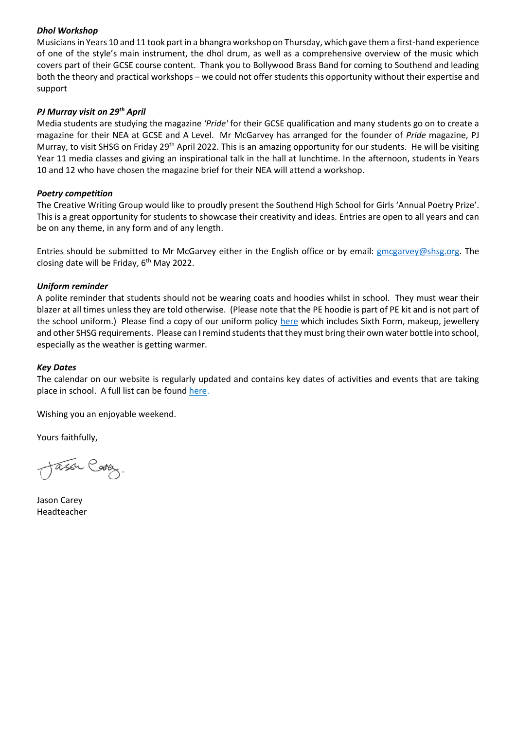***Dhol Workshop***

Musicians in Years 10 and 11 took part in a bhangra workshop on Thursday, which gave them a first-hand experience of one of the style's main instrument, the dhol drum, as well as a comprehensive overview of the music which covers part of their GCSE course content. Thank you to Bollywood Brass Band for coming to Southend and leading both the theory and practical workshops – we could not offer students this opportunity without their expertise and support

***PJ Murray visit on 29th April***

Media students are studying the magazine *'Pride'* for their GCSE qualification and many students go on to create a magazine for their NEA at GCSE and A Level. Mr McGarvey has arranged for the founder of *Pride* magazine, PJ Murray, to visit SHSG on Friday 29th April 2022. This is an amazing opportunity for our students. He will be visiting Year 11 media classes and giving an inspirational talk in the hall at lunchtime. In the afternoon, students in Years 10 and 12 who have chosen the magazine brief for their NEA will attend a workshop.

***Poetry competition***

The Creative Writing Group would like to proudly present the Southend High School for Girls 'Annual Poetry Prize'. This is a great opportunity for students to showcase their creativity and ideas. Entries are open to all years and can be on any theme, in any form and of any length.

Entries should be submitted to Mr McGarvey either in the English office or by email: gmcgarvey@shsg.org. The closing date will be Friday, 6th May 2022.

***Uniform reminder***

A polite reminder that students should not be wearing coats and hoodies whilst in school. They must wear their blazer at all times unless they are told otherwise. (Please note that the PE hoodie is part of PE kit and is not part of the school uniform.) Please find a copy of our uniform policy here which includes Sixth Form, makeup, jewellery and other SHSG requirements. Please can I remind students that they must bring their own water bottle into school, especially as the weather is getting warmer.

***Key Dates***

The calendar on our website is regularly updated and contains key dates of activities and events that are taking place in school. A full list can be found here.

Wishing you an enjoyable weekend.

Yours faithfully,

Jason Carey
Headteacher